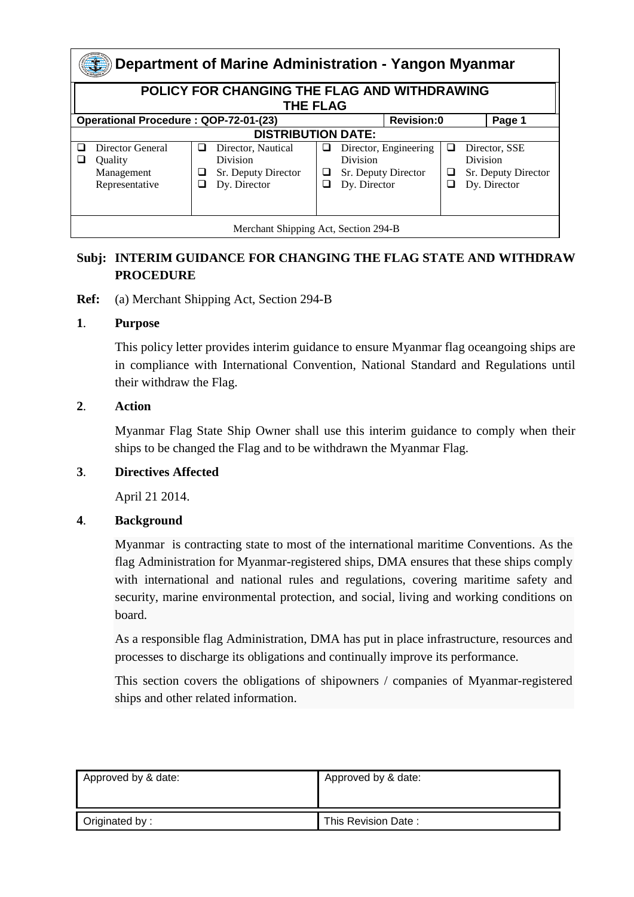# Department of Marine Administration - Yangon Myanmar

## POLICY FOR CHANGING THE FLAG AND WITHDRAWING THE FLAG

| Operational Procedure : QOP-72-01-(23) | Revision:0 | Page 1 |
|---|---|---|

**DISTRIBUTION DATE:**

| | | | |
|---|---|---|---|
| ❑ Director General<br>❑ Quality Management Representative | ❑ Director, Nautical Division<br>❑ Sr. Deputy Director<br>❑ Dy. Director | ❑ Director, Engineering Division<br>❑ Sr. Deputy Director<br>❑ Dy. Director | ❑ Director, SSE Division<br>❑ Sr. Deputy Director<br>❑ Dy. Director |

Merchant Shipping Act, Section 294-B

**Subj: INTERIM GUIDANCE FOR CHANGING THE FLAG STATE AND WITHDRAW PROCEDURE**

**Ref:** (a) Merchant Shipping Act, Section 294-B

**1. Purpose**

This policy letter provides interim guidance to ensure Myanmar flag oceangoing ships are in compliance with International Convention, National Standard and Regulations until their withdraw the Flag.

**2. Action**

Myanmar Flag State Ship Owner shall use this interim guidance to comply when their ships to be changed the Flag and to be withdrawn the Myanmar Flag.

**3. Directives Affected**

April 21 2014.

**4. Background**

Myanmar is contracting state to most of the international maritime Conventions. As the flag Administration for Myanmar-registered ships, DMA ensures that these ships comply with international and national rules and regulations, covering maritime safety and security, marine environmental protection, and social, living and working conditions on board.

As a responsible flag Administration, DMA has put in place infrastructure, resources and processes to discharge its obligations and continually improve its performance.

This section covers the obligations of shipowners / companies of Myanmar-registered ships and other related information.

| Approved by & date: | Approved by & date: |
|---|---|
| Originated by : | This Revision Date : |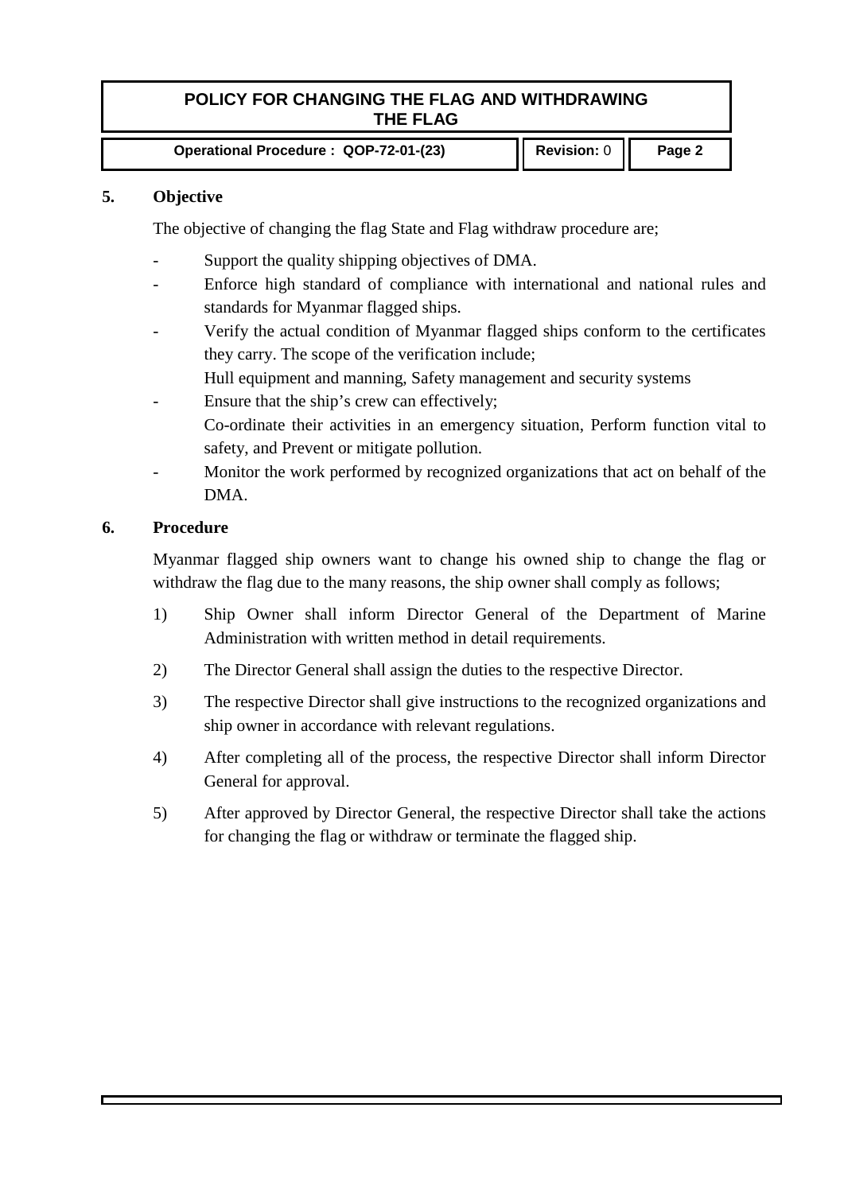## 5. Objective

The objective of changing the flag State and Flag withdraw procedure are;

- Support the quality shipping objectives of DMA.
- Enforce high standard of compliance with international and national rules and standards for Myanmar flagged ships.
- Verify the actual condition of Myanmar flagged ships conform to the certificates they carry. The scope of the verification include;
  Hull equipment and manning, Safety management and security systems
- Ensure that the ship's crew can effectively;
  Co-ordinate their activities in an emergency situation, Perform function vital to safety, and Prevent or mitigate pollution.
- Monitor the work performed by recognized organizations that act on behalf of the DMA.

## 6. Procedure

Myanmar flagged ship owners want to change his owned ship to change the flag or withdraw the flag due to the many reasons, the ship owner shall comply as follows;

1) Ship Owner shall inform Director General of the Department of Marine Administration with written method in detail requirements.
2) The Director General shall assign the duties to the respective Director.
3) The respective Director shall give instructions to the recognized organizations and ship owner in accordance with relevant regulations.
4) After completing all of the process, the respective Director shall inform Director General for approval.
5) After approved by Director General, the respective Director shall take the actions for changing the flag or withdraw or terminate the flagged ship.